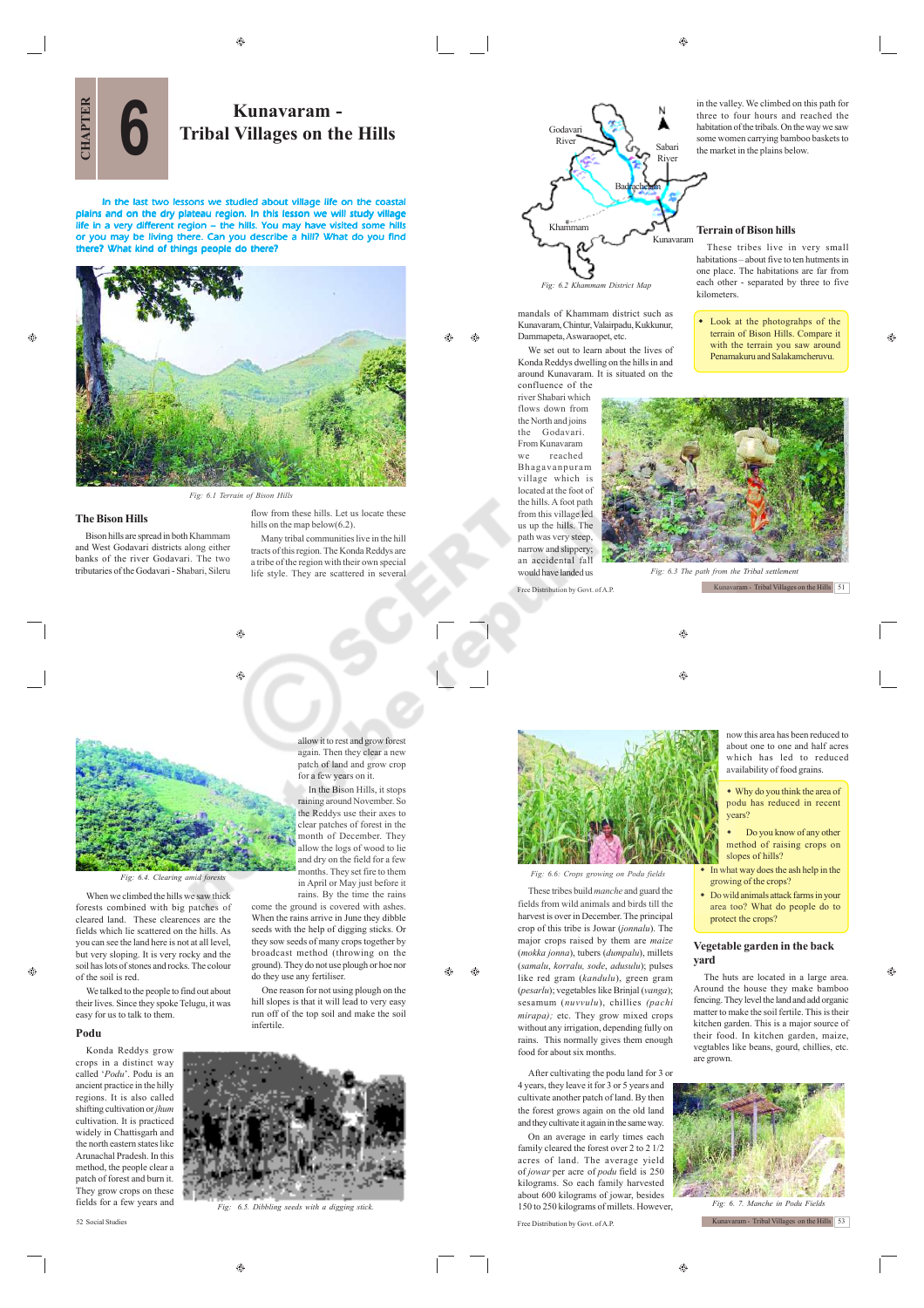# CHAPTER 6

# Kunavaram - Tribal Villages on the Hills

In the last two lessons we studied about village life on the coastal plains and on the dry plateau region. In this lesson we will study village life in a very different region – the hills. You may have visited some hills or you may be living there. Can you describe a hill? What do you find there? What kind of things people do there?

Fig: 6.1 Terrain of Bison Hills

## The Bison Hills

Bison hills are spread in both Khammam and West Godavari districts along either banks of the river Godavari. The two tributaries of the Godavari - Shabari, Sileru flow from these hills. Let us locate these hills on the map below(6.2).

Many tribal communities live in the hill tracts of this region. The Konda Reddys are a tribe of the region with their own special life style. They are scattered in several mandals of Khammam district such as Kunavaram, Chintur, Valairpadu, Kukkunur, Dammapeta, Aswaraopet, etc.

Fig: 6.2 Khammam District Map

We set out to learn about the lives of Konda Reddys dwelling on the hills in and around Kunavaram. It is situated on the confluence of the river Shabari which flows down from the North and joins the Godavari. From Kunavaram we reached Bhagavanpuram village which is located at the foot of the hills. A foot path from this village led us up the hills. The path was very steep, narrow and slippery; an accidental fall would have landed us in the valley. We climbed on this path for three to four hours and reached the habitation of the tribals. On the way we saw some women carrying bamboo baskets to the market in the plains below.

Fig: 6.3 The path from the Tribal settlement

## Terrain of Bison hills

These tribes live in very small habitations – about five to ten hutments in one place. The habitations are far from each other - separated by three to five kilometers.

- Look at the photograhps of the terrain of Bison Hills. Compare it with the terrain you saw around Penamakuru and Salakamcheruvu.

Fig: 6.4. Clearing amid forests

When we climbed the hills we saw thick forests combined with big patches of cleared land. These clearences are the fields which lie scattered on the hills. As you can see the land here is not at all level, but very sloping. It is very rocky and the soil has lots of stones and rocks. The colour of the soil is red.

We talked to the people to find out about their lives. Since they spoke Telugu, it was easy for us to talk to them.

## Podu

Konda Reddys grow crops in a distinct way called '*Podu*'. Podu is an ancient practice in the hilly regions. It is also called shifting cultivation or *jhum* cultivation. It is practiced widely in Chattisgarh and the north eastern states like Arunachal Pradesh. In this method, the people clear a patch of forest and burn it. They grow crops on these fields for a few years and allow it to rest and grow forest again. Then they clear a new patch of land and grow crop for a few years on it.

In the Bison Hills, it stops raining around November. So the Reddys use their axes to clear patches of forest in the month of December. They allow the logs of wood to lie and dry on the field for a few months. They set fire to them in April or May just before it rains. By the time the rains come the ground is covered with ashes. When the rains arrive in June they dibble seeds with the help of digging sticks. Or they sow seeds of many crops together by broadcast method (throwing on the ground). They do not use plough or hoe nor do they use any fertiliser.

One reason for not using plough on the hill slopes is that it will lead to very easy run off of the top soil and make the soil infertile.

Fig: 6.5. Dibbling seeds with a digging stick.

Fig: 6.6: Crops growing on Podu fields

These tribes build *manche* and guard the fields from wild animals and birds till the harvest is over in December. The principal crop of this tribe is Jowar (*jonnalu*). The major crops raised by them are *maize* (*mokka jonna*), tubers (*dumpalu*), millets (*samalu, korralu, sode, adusulu*); pulses like red gram (*kandulu*), green gram (*pesarlu*); vegetables like Brinjal (*vanga*); sesamum (*nuvvulu*), chillies (*pachi mirapa); etc.* They grow mixed crops without any irrigation, depending fully on rains. This normally gives them enough food for about six months.

After cultivating the podu land for 3 or 4 years, they leave it for 3 or 5 years and cultivate another patch of land. By then the forest grows again on the old land and they cultivate it again in the same way.

On an average in early times each family cleared the forest over 2 to 2 1/2 acres of land. The average yield of *jowar* per acre of *podu* field is 250 kilograms. So each family harvested about 600 kilograms of jowar, besides 150 to 250 kilograms of millets. However, now this area has been reduced to about one to one and half acres which has led to reduced availability of food grains.

- Why do you think the area of podu has reduced in recent years?
- Do you know of any other method of raising crops on slopes of hills?
- In what way does the ash help in the growing of the crops?
- Do wild animals attack farms in your area too? What do people do to protect the crops?

## Vegetable garden in the back yard

The huts are located in a large area. Around the house they make bamboo fencing. They level the land and add organic matter to make the soil fertile. This is their kitchen garden. This is a major source of their food. In kitchen garden, maize, vegetables like beans, gourd, chillies, etc. are grown.

Fig: 6. 7. Manche in Podu Fields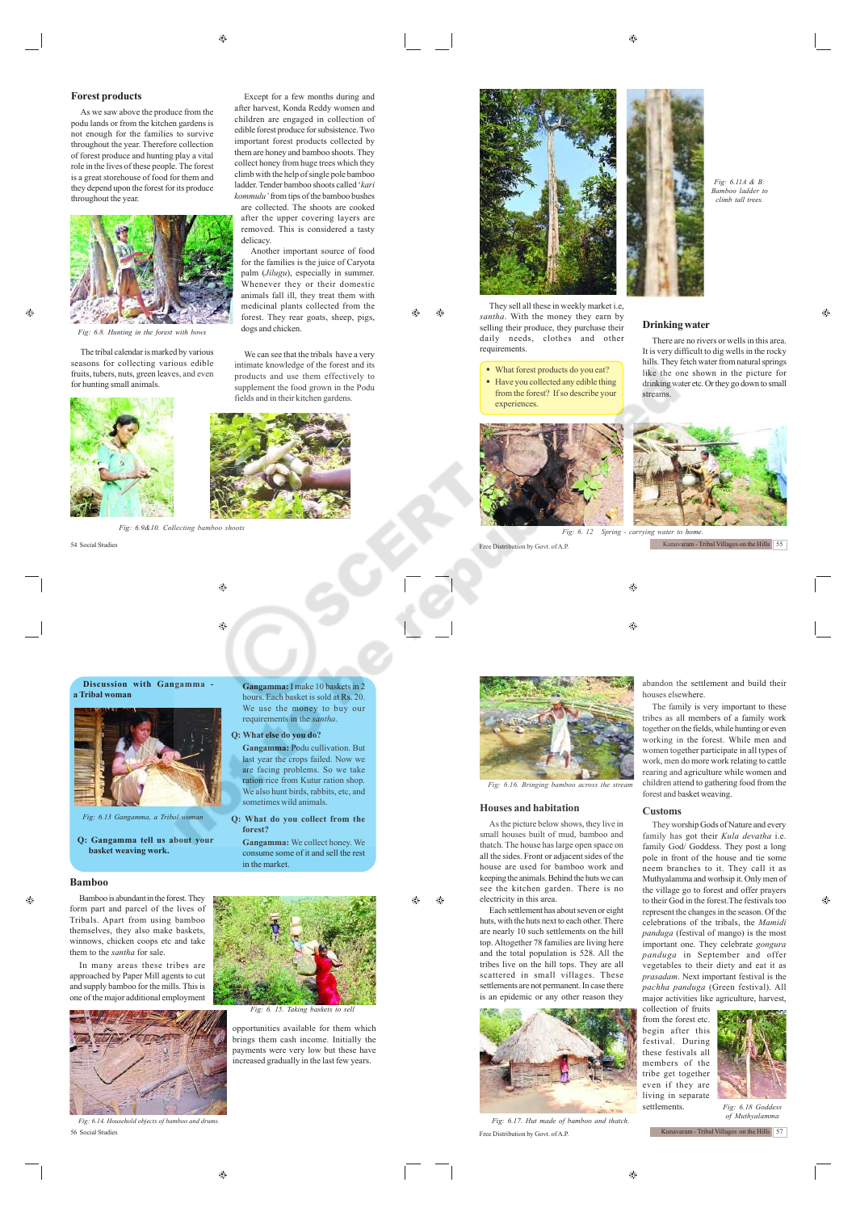## Forest products

As we saw above the produce from the podu lands or from the kitchen gardens is not enough for the families to survive throughout the year. Therefore collection of forest produce and hunting play a vital role in the lives of these people. The forest is a great storehouse of food for them and they depended upon the forest for its produce throughout the year.

*Fig: 6.8. Hunting in the forest with bows*

The tribal calendar is marked by various seasons for collecting various edible fruits, tubers, nuts, green leaves, and even for hunting small animals.

Except for a few months during and after harvest, Konda Reddy women and children are engaged in collection of edible forest produce for subsistence. Two important forest products collected by them are honey and bamboo shoots. They collect honey from huge trees which they climb with the help of single pole bamboo ladder. Tender bamboo shoots called '*kari kommulu'* from tips of the bamboo bushes are collected. The shoots are cooked after the upper covering layers are removed. This is considered a tasty delicacy.

Another important source of food for the families is the juice of Caryota palm (*Jilugu*), especially in summer. Whenever they or their domestic animals fall ill, they treat them with medicinal plants collected from the forest. They rear goats, sheep, pigs, dogs and chicken.

We can see that the tribals have a very intimate knowledge of the forest and its products and use them effectively to supplement the food grown in the Podu fields and in their kitchen gardens.

*Fig: 6.9&10. Collecting bamboo shoots*

*Fig: 6.11A & B: Bamboo ladder to climb tall trees.*

They sell all these in weekly market i.e, *santha*. With the money they earn by selling their produce, they purchase their daily needs, clothes and other requirements.

- What forest products do you eat?
- Have you collected any edible thing from the forest? If so describe your experiences.

## Drinking water

There are no rivers or wells in this area. It is very difficult to dig wells in the rocky hills. They fetch water from natural springs like the one shown in the picture for drinking water etc. Or they go down to small streams.

*Fig: 6. 12 Spring - carrying water to home.*

**Discussion with Gangamma - a Tribal woman**

*Fig: 6.13 Gangamma, a Tribal woman*

**Q: Gangamma tell us about your basket weaving work.**

**Gangamma:** I make 10 baskets in 2 hours. Each basket is sold at Rs. 20. We use the money to buy our requirements in the *santha*.

**Q: What else do you do?**

**Gangamma:** Podu cullivation. But last year the crops failed. Now we are facing problems. So we take ration rice from Kutur ration shop. We also hunt birds, rabbits, etc, and sometimes wild animals.

**Q: What do you collect from the forest?**

**Gangamma:** We collect honey. We consume some of it and sell the rest in the market.

## Bamboo

Bamboo is abundant in the forest. They form part and parcel of the lives of Tribals. Apart from using bamboo themselves, they also make baskets, winnows, chicken coops etc and take them to the *santha* for sale.

In many areas these tribes are approached by Paper Mill agents to cut and supply bamboo for the mills. This is one of the major additional employment opportunities available for them which brings them cash income. Initially the payments were very low but these have increased gradually in the last few years.

*Fig: 6. 15. Taking baskets to sell*

*Fig: 6.14. Household objects of bamboo and drums.*

*Fig: 6.16. Bringing bamboo across the stream*

## Houses and habitation

As the picture below shows, they live in small houses built of mud, bamboo and thatch. The house has large open space on all the sides. Front or adjacent sides of the house are used for bamboo work and keeping the animals. Behind the huts we can see the kitchen garden. There is no electricity in this area.

Each settlement has about seven or eight huts, with the huts next to each other. There are nearly 10 such settlements on the hill top. Altogether 78 families are living here and the total population is 528. All the tribes live on the hill tops. They are all scattered in small villages. These settlements are not permanent. In case there is an epidemic or any other reason they abandon the settlement and build their houses elsewhere.

*Fig: 6.17. Hut made of bamboo and thatch.*

The family is very important to these tribes as all members of a family work together on the fields, while hunting or even working in the forest. While men and women together participate in all types of work, men do more work relating to cattle rearing and agriculture while women and children attend to gathering food from the forest and basket weaving.

## Customs

They worship Gods of Nature and every family has got their *Kula devatha* i.e. family God/ Goddess. They post a long pole in front of the house and tie some neem branches to it. They call it as Muthyalamma and worship it. Only men of the village go to forest and offer prayers to their God in the forest.The festivals too represent the changes in the season. Of the celebrations of the tribals, the *Mamidi panduga* (festival of mango) is the most important one. They celebrate *gongura panduga* in September and offer vegetables to their diety and eat it as *prasadam*. Next important festival is the *pachha panduga* (Green festival). All major activities like agriculture, harvest, collection of fruits from the forest etc. begin after this festival. During these festivals all members of the tribe get together even if they are living in separate settlements.

*Fig: 6.18 Goddess of Muthyalamma*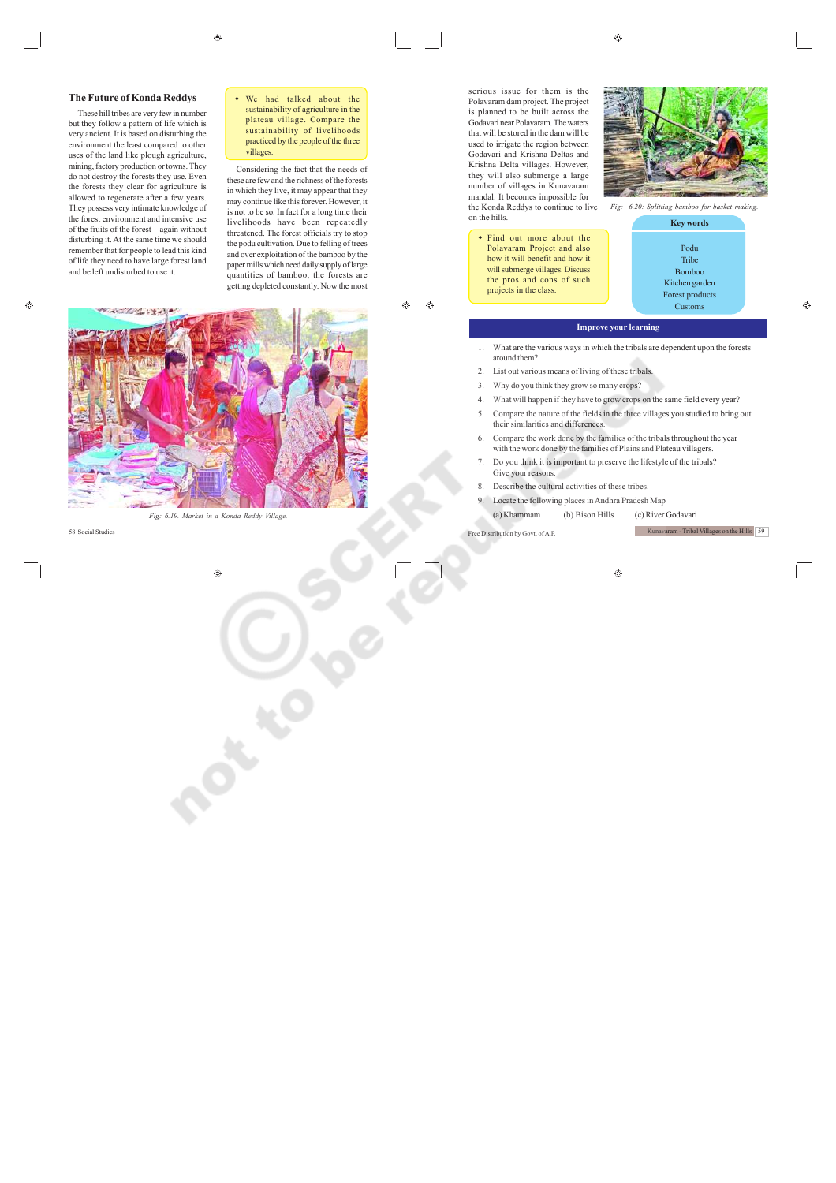## The Future of Konda Reddys

These hill tribes are very few in number but they follow a pattern of life which is very ancient. It is based on disturbing the environment the least compared to other uses of the land like plough agriculture, mining, factory production or towns. They do not destroy the forests they use. Even the forests they clear for agriculture is allowed to regenerate after a few years. They possess very intimate knowledge of the forest environment and intensive use of the fruits of the forest – again without disturbing it. At the same time we should remember that for people to lead this kind of life they need to have large forest land and be left undisturbed to use it.

- We had talked about the sustainability of agriculture in the plateau village. Compare the sustainability of livelihoods practiced by the people of the three villages.

Considering the fact that the needs of these are few and the richness of the forests in which they live, it may appear that they may continue like this forever. However, it is not to be so. In fact for a long time their livelihoods have been repeatedly threatened. The forest officials try to stop the podu cultivation. Due to felling of trees and over exploitation of the bamboo by the paper mills which need daily supply of large quantities of bamboo, the forests are getting depleted constantly. Now the most serious issue for them is the Polavaram dam project. The project is planned to be built across the Godavari near Polavaram. The waters that will be stored in the dam will be used to irrigate the region between Godavari and Krishna Deltas and Krishna Delta villages. However, they will also submerge a large number of villages in Kunavaram mandal. It becomes impossible for the Konda Reddys to continue to live on the hills.

*Fig: 6.19. Market in a Konda Reddy Village.*

*Fig: 6.20: Splitting bamboo for basket making.*

- Find out more about the Polavaram Project and also how it will benefit and how it will submerge villages. Discuss the pros and cons of such projects in the class.

**Key words**

Podu
Tribe
Bomboo
Kitchen garden
Forest products
Customs

### Improve your learning

1. What are the various ways in which the tribals are dependent upon the forests around them?
2. List out various means of living of these tribals.
3. Why do you think they grow so many crops?
4. What will happen if they have to grow crops on the same field every year?
5. Compare the nature of the fields in the three villages you studied to bring out their similarities and differences.
6. Compare the work done by the families of the tribals throughout the year with the work done by the families of Plains and Plateau villagers.
7. Do you think it is important to preserve the lifestyle of the tribals? Give your reasons.
8. Describe the cultural activities of these tribes.
9. Locate the following places in Andhra Pradesh Map
   (a) Khammam (b) Bison Hills (c) River Godavari